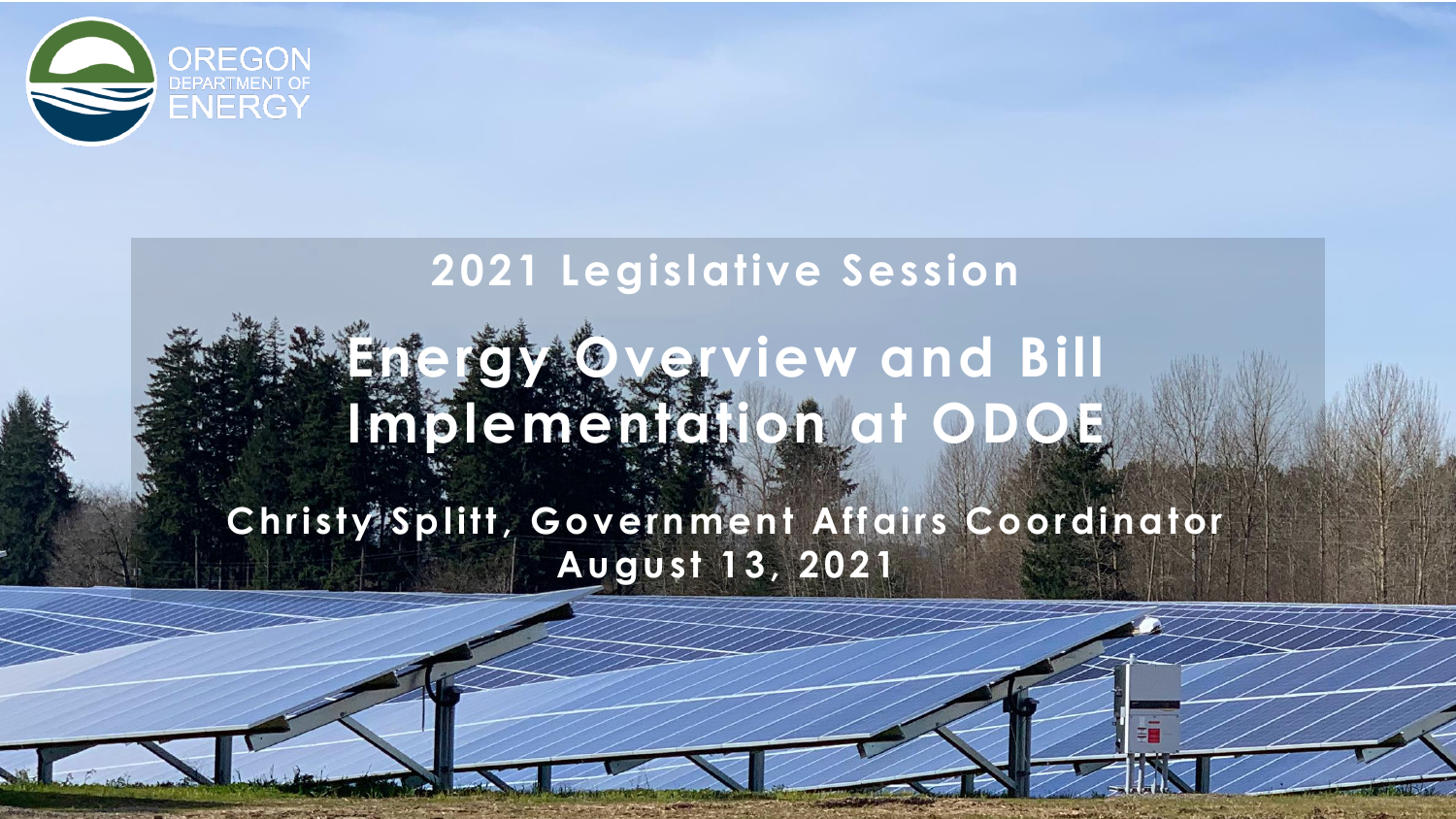OREGON DEPARTMENT OF ENERGY

## 2021 Legislative Session

# Energy Overview and Bill Implementation at ODOE

Christy Splitt, Government Affairs Coordinator

August 13, 2021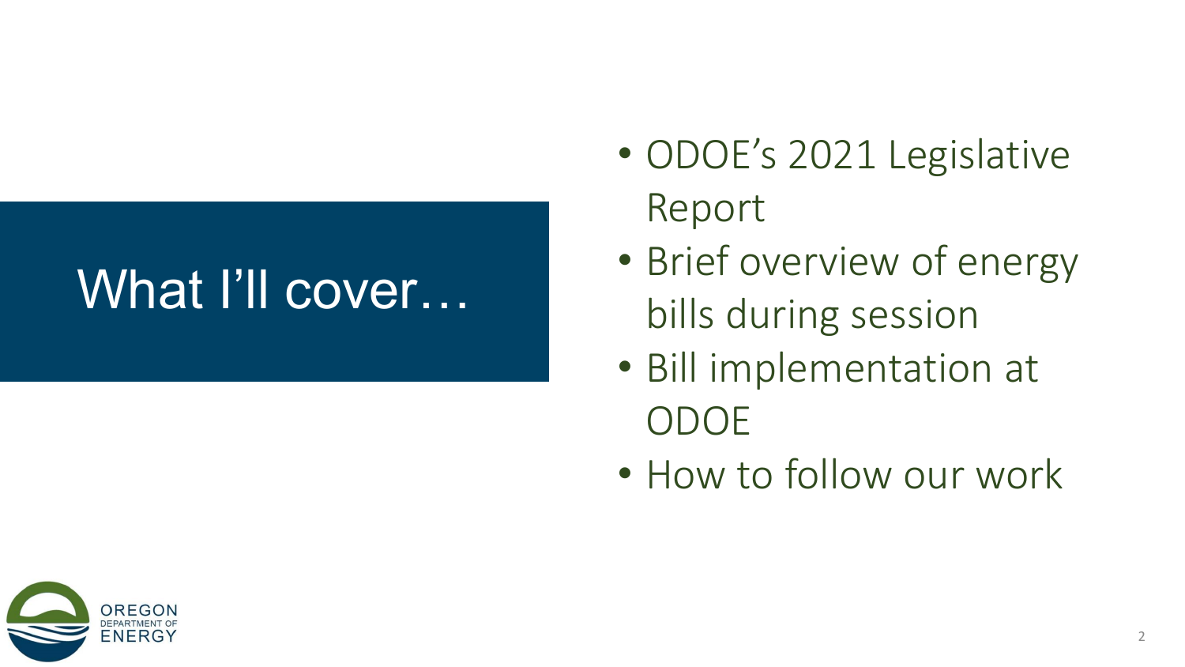# What I'll cover…

- ODOE's 2021 Legislative Report
- Brief overview of energy bills during session
- Bill implementation at ODOE
- How to follow our work

OREGON DEPARTMENT OF ENERGY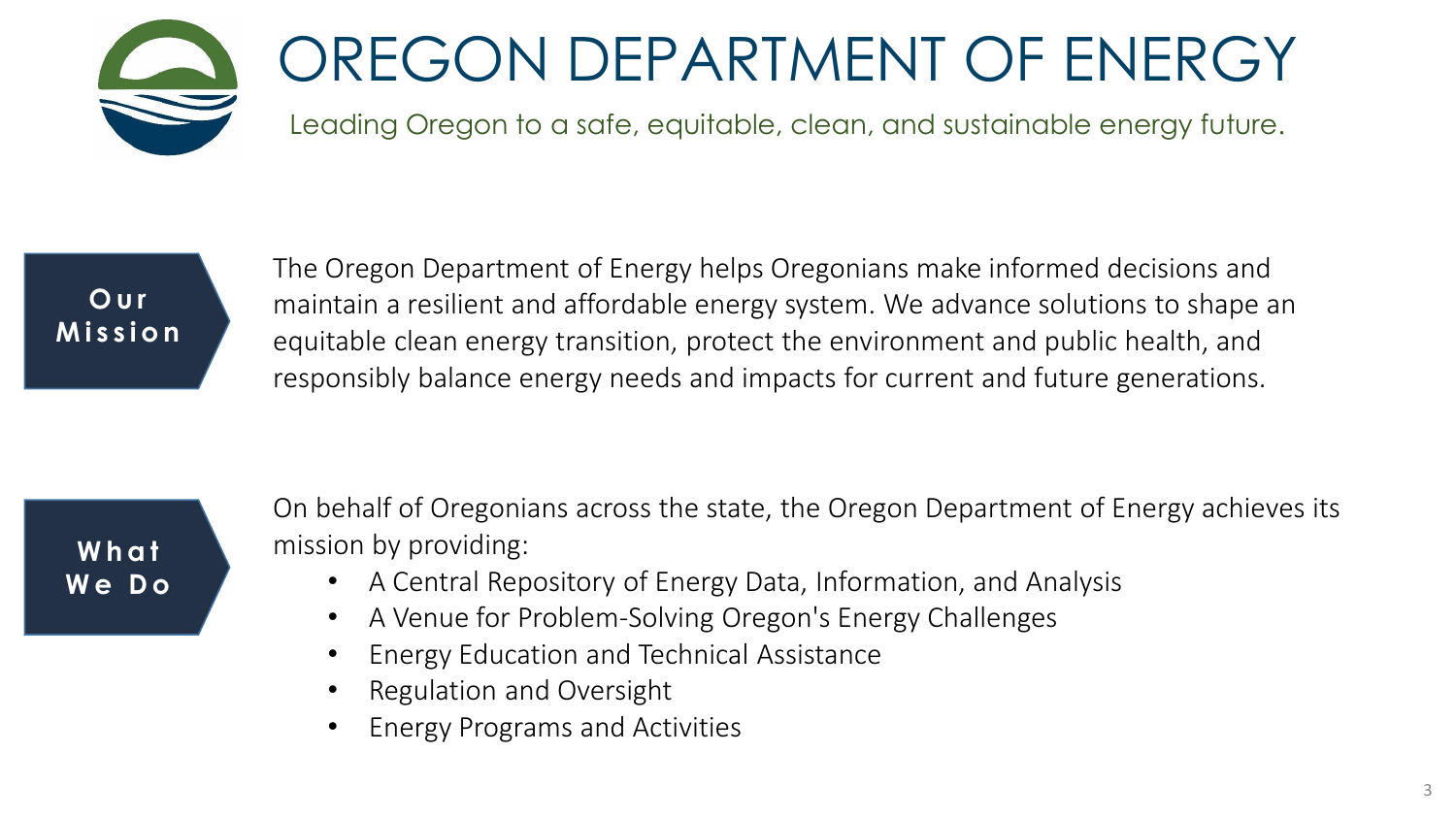# OREGON DEPARTMENT OF ENERGY

Leading Oregon to a safe, equitable, clean, and sustainable energy future.

## Our Mission

The Oregon Department of Energy helps Oregonians make informed decisions and maintain a resilient and affordable energy system. We advance solutions to shape an equitable clean energy transition, protect the environment and public health, and responsibly balance energy needs and impacts for current and future generations.

## What We Do

On behalf of Oregonians across the state, the Oregon Department of Energy achieves its mission by providing:

- A Central Repository of Energy Data, Information, and Analysis
- A Venue for Problem-Solving Oregon's Energy Challenges
- Energy Education and Technical Assistance
- Regulation and Oversight
- Energy Programs and Activities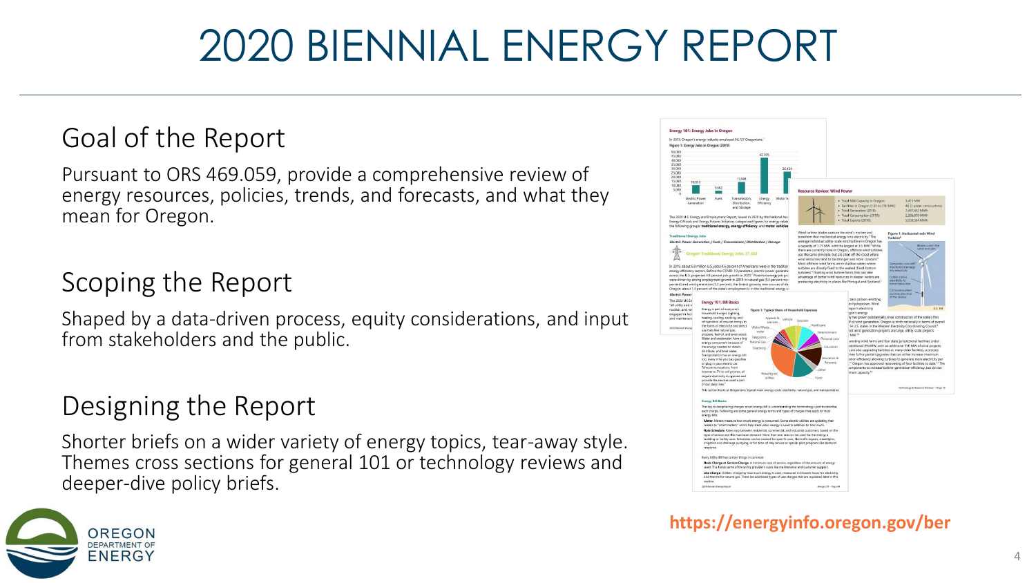# 2020 BIENNIAL ENERGY REPORT

## Goal of the Report

Pursuant to ORS 469.059, provide a comprehensive review of energy resources, policies, trends, and forecasts, and what they mean for Oregon.

## Scoping the Report

Shaped by a data-driven process, equity considerations, and input from stakeholders and the public.

## Designing the Report

Shorter briefs on a wider variety of energy topics, tear-away style. Themes cross sections for general 101 or technology reviews and deeper-dive policy briefs.

**https://energyinfo.oregon.gov/ber**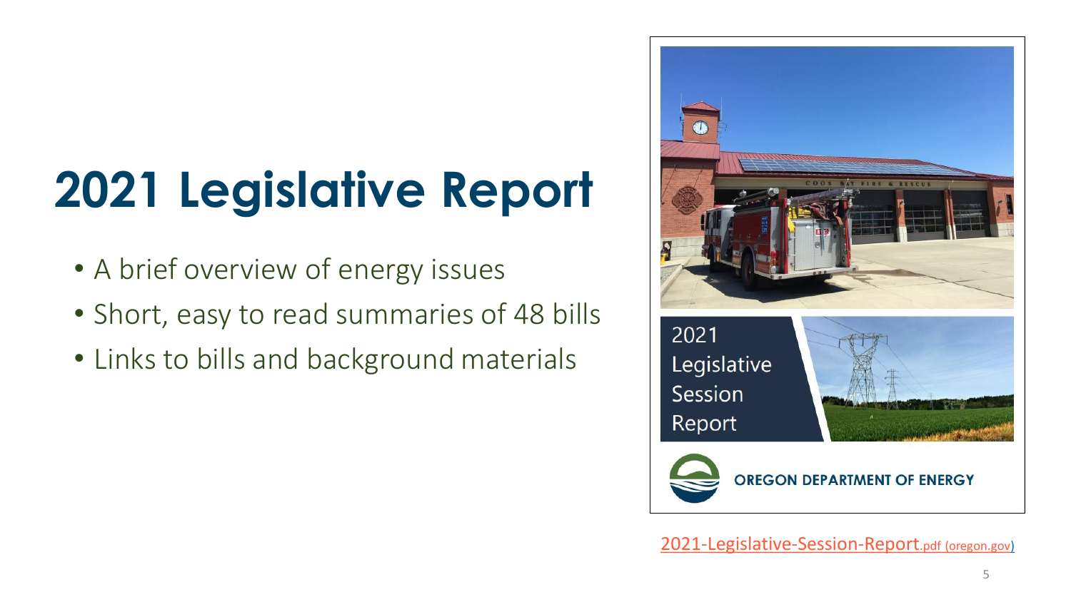# 2021 Legislative Report

- A brief overview of energy issues
- Short, easy to read summaries of 48 bills
- Links to bills and background materials

2021 Legislative Session Report

OREGON DEPARTMENT OF ENERGY

2021-Legislative-Session-Report.pdf (oregon.gov)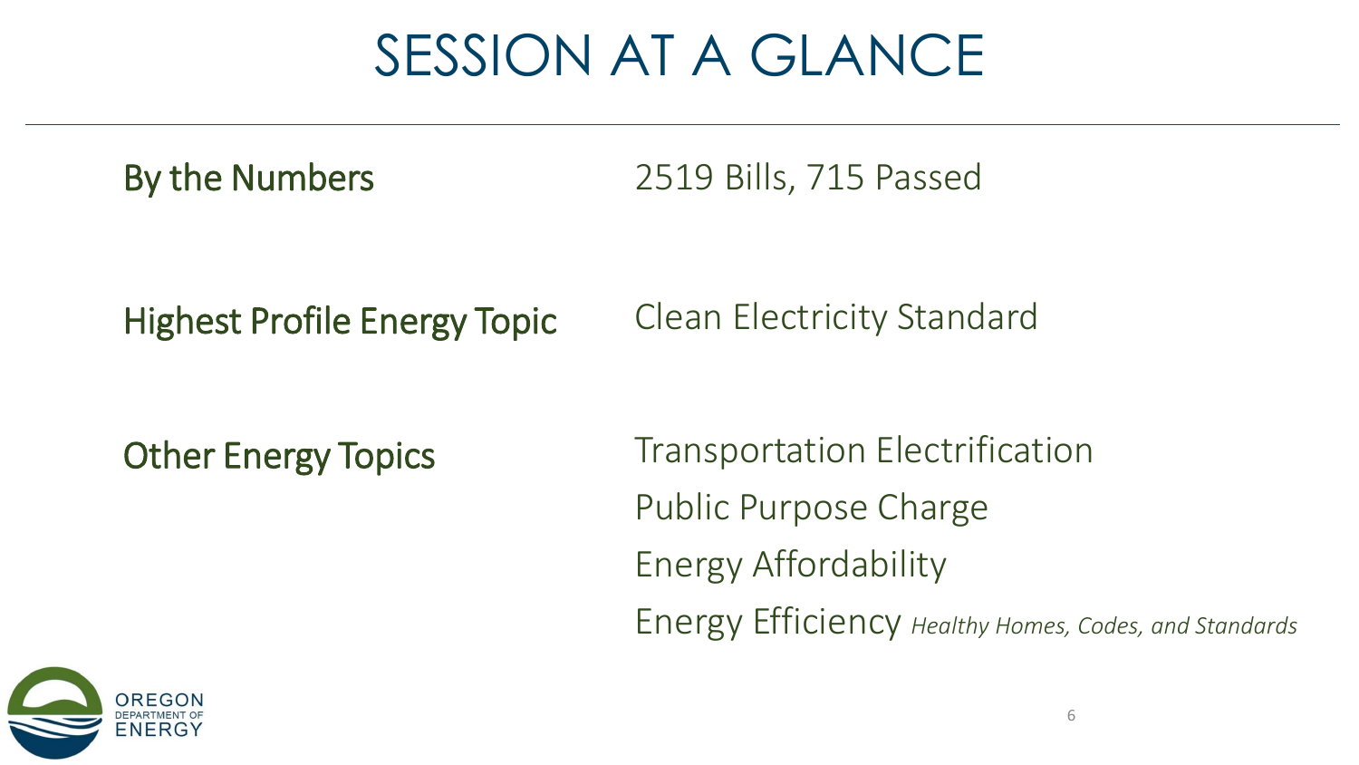# SESSION AT A GLANCE

| | |
|---|---|
| **By the Numbers** | 2519 Bills, 715 Passed |
| **Highest Profile Energy Topic** | Clean Electricity Standard |
| **Other Energy Topics** | Transportation Electrification<br>Public Purpose Charge<br>Energy Affordability<br>Energy Efficiency *Healthy Homes, Codes, and Standards* |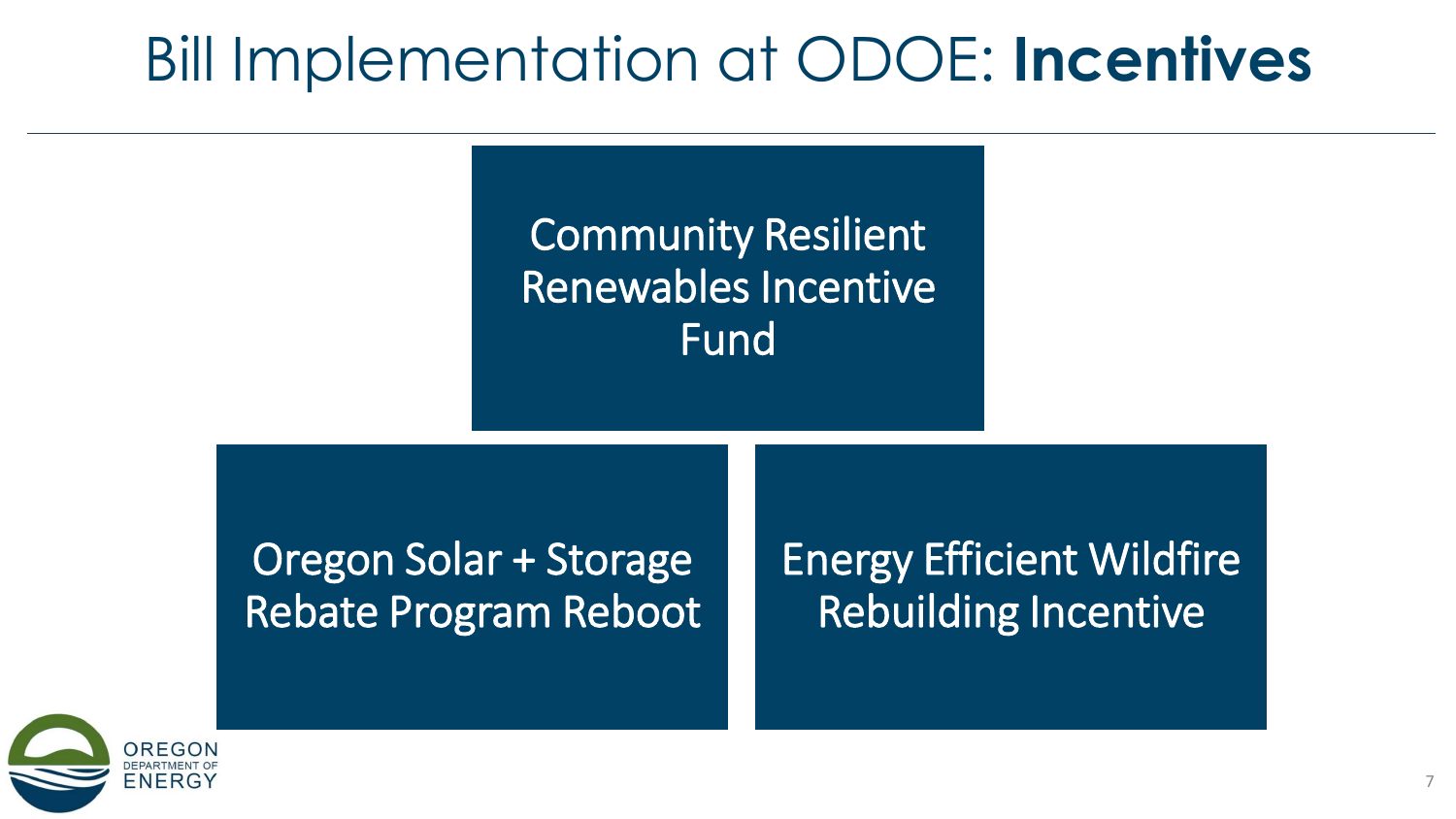# Bill Implementation at ODOE: **Incentives**

- Community Resilient Renewables Incentive Fund
- Oregon Solar + Storage Rebate Program Reboot
- Energy Efficient Wildfire Rebuilding Incentive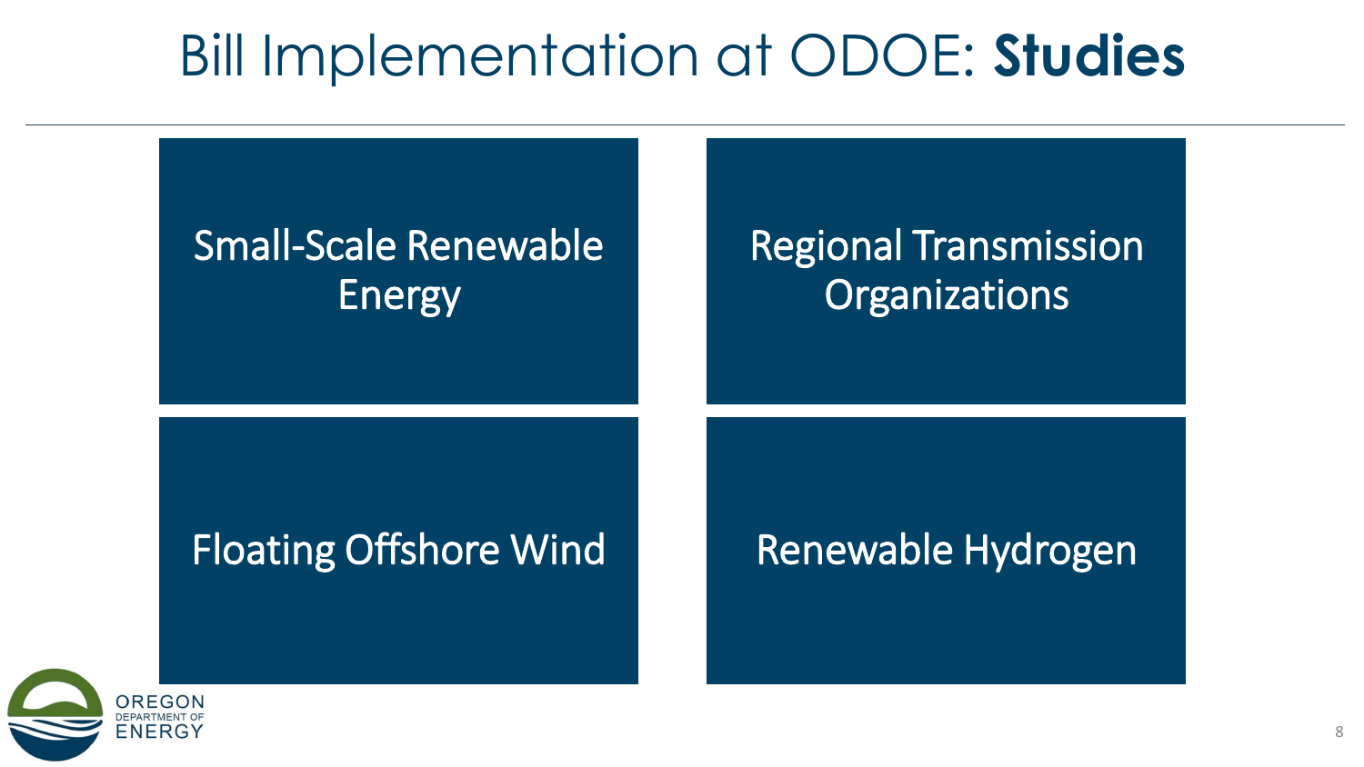# Bill Implementation at ODOE: **Studies**

- Small-Scale Renewable Energy
- Regional Transmission Organizations
- Floating Offshore Wind
- Renewable Hydrogen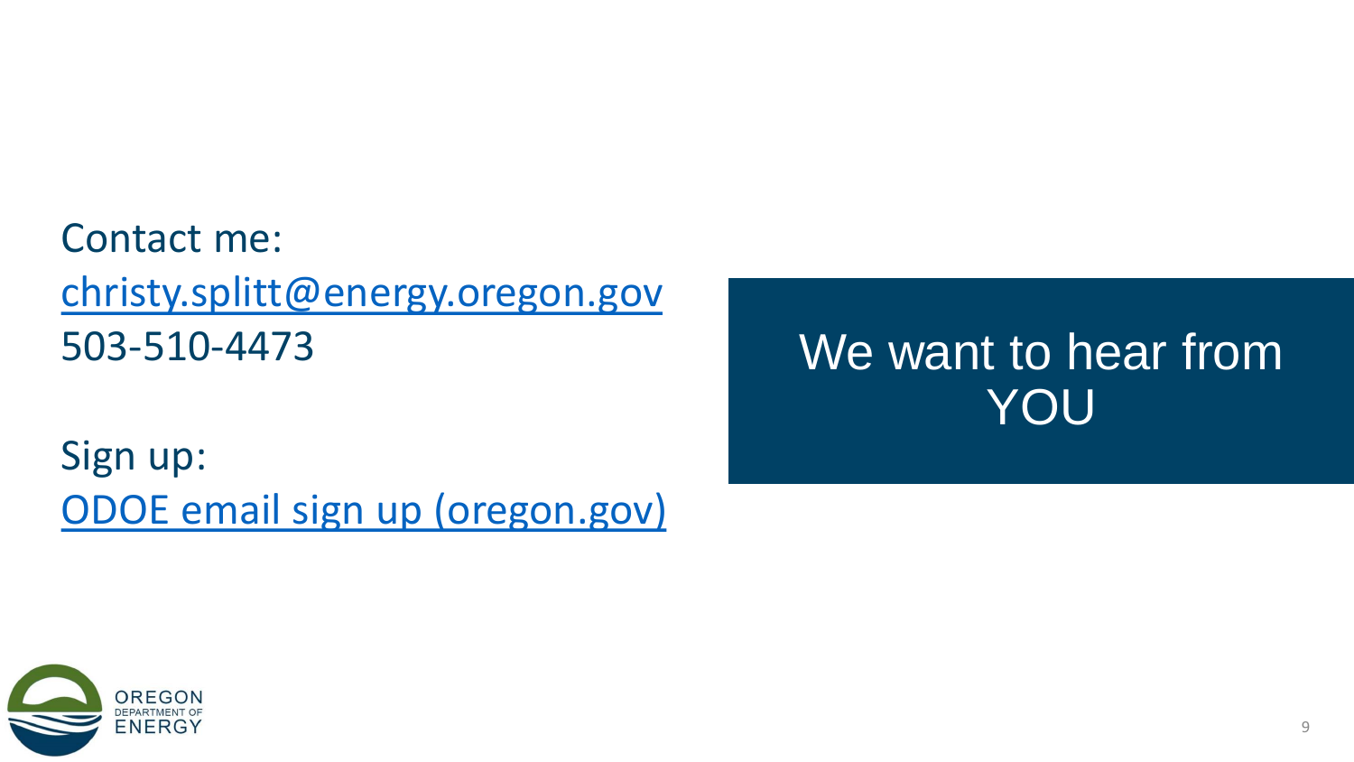Contact me:
christy.splitt@energy.oregon.gov
503-510-4473

Sign up:
ODOE email sign up (oregon.gov)

We want to hear from YOU

OREGON
DEPARTMENT OF
ENERGY